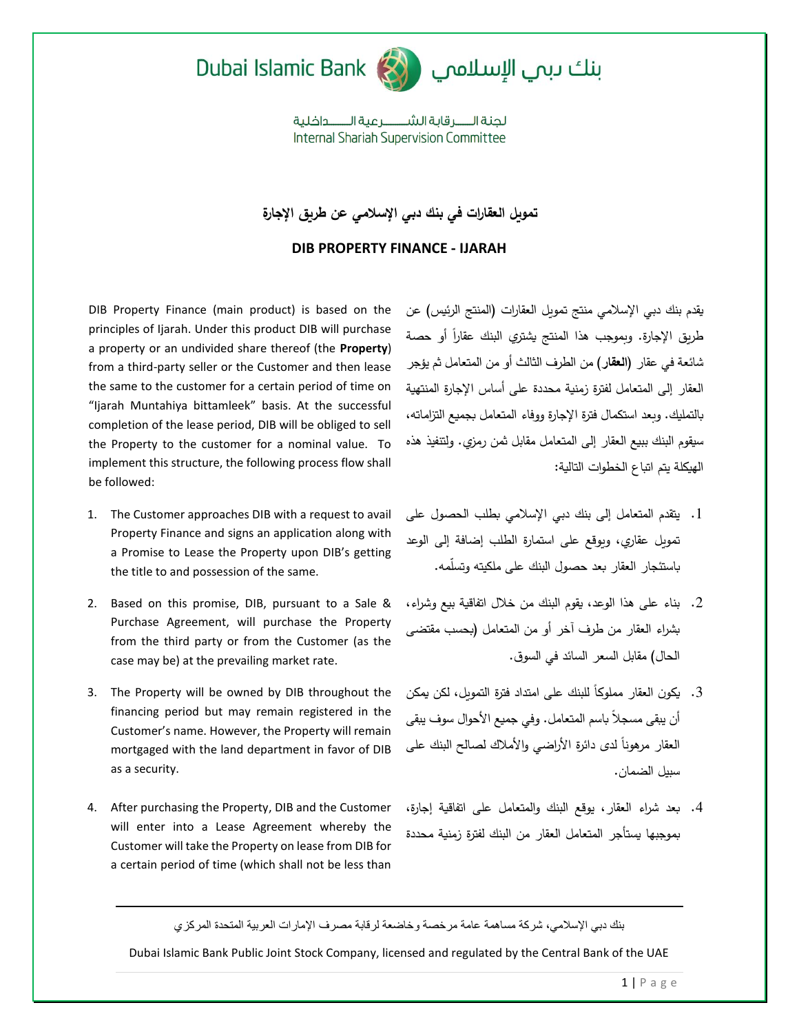Dubai Islamic Bank بنك دبي الإسلامي

لجنة الرقابة الشرعية الداخلية
Internal Shariah Supervision Committee

# تمويل العقارات في بنك دبي الإسلامي عن طريق الإجارة

# DIB PROPERTY FINANCE - IJARAH

يقدم بنك دبي الإسلامي منتج تمويل العقارات (المنتج الرئيس) عن طريق الإجارة. وبموجب هذا المنتج يشتري البنك عقاراً أو حصة شائعة في عقار (**العقار**) من الطرف الثالث أو من المتعامل ثم يؤجر العقار إلى المتعامل لفترة زمنية محددة على أساس الإجارة المنتهية بالتمليك. وبعد استكمال فترة الإجارة ووفاء المتعامل بجميع التزاماته، سيقوم البنك ببيع العقار إلى المتعامل مقابل ثمن رمزي. ولتنفيذ هذه الهيكلة يتم اتباع الخطوات التالية:

1. يتقدم المتعامل إلى بنك دبي الإسلامي بطلب الحصول على تمويل عقاري، ويوقع على استمارة الطلب إضافة إلى الوعد باستئجار العقار بعد حصول البنك على ملكيته وتسلّمه.
2. بناء على هذا الوعد، يقوم البنك من خلال اتفاقية بيع وشراء، بشراء العقار من طرف آخر أو من المتعامل (بحسب مقتضى الحال) مقابل السعر السائد في السوق.
3. يكون العقار مملوكاً للبنك على امتداد فترة التمويل، لكن يمكن أن يبقى مسجلاً باسم المتعامل. وفي جميع الأحوال سوف يبقى العقار مرهوناً لدى دائرة الأراضي والأملاك لصالح البنك على سبيل الضمان.
4. بعد شراء العقار، يوقع البنك والمتعامل على اتفاقية إجارة، بموجبها يستأجر المتعامل العقار من البنك لفترة زمنية محددة

DIB Property Finance (main product) is based on the principles of Ijarah. Under this product DIB will purchase a property or an undivided share thereof (the **Property**) from a third-party seller or the Customer and then lease the same to the customer for a certain period of time on "Ijarah Muntahiya bittamleek" basis. At the successful completion of the lease period, DIB will be obliged to sell the Property to the customer for a nominal value. To implement this structure, the following process flow shall be followed:

1. The Customer approaches DIB with a request to avail Property Finance and signs an application along with a Promise to Lease the Property upon DIB's getting the title to and possession of the same.
2. Based on this promise, DIB, pursuant to a Sale & Purchase Agreement, will purchase the Property from the third party or from the Customer (as the case may be) at the prevailing market rate.
3. The Property will be owned by DIB throughout the financing period but may remain registered in the Customer's name. However, the Property will remain mortgaged with the land department in favor of DIB as a security.
4. After purchasing the Property, DIB and the Customer will enter into a Lease Agreement whereby the Customer will take the Property on lease from DIB for a certain period of time (which shall not be less than

بنك دبي الإسلامي، شركة مساهمة عامة مرخصة وخاضعة لرقابة مصرف الإمارات العربية المتحدة المركزي

Dubai Islamic Bank Public Joint Stock Company, licensed and regulated by the Central Bank of the UAE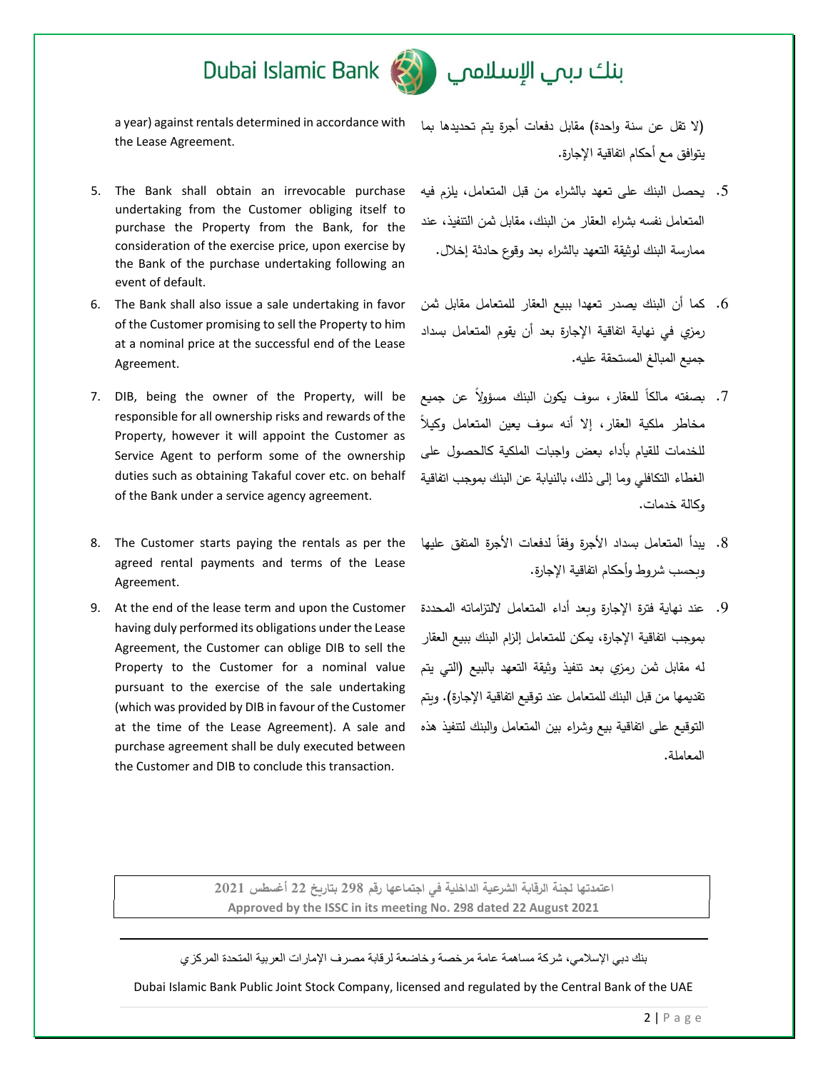a year) against rentals determined in accordance with the Lease Agreement.

(لا تقل عن سنة واحدة) مقابل دفعات أجرة يتم تحديدها بما يتوافق مع أحكام اتفاقية الإجارة.

5. The Bank shall obtain an irrevocable purchase undertaking from the Customer obliging itself to purchase the Property from the Bank, for the consideration of the exercise price, upon exercise by the Bank of the purchase undertaking following an event of default.

5. يحصل البنك على تعهد بالشراء من قبل المتعامل، يلزم فيه المتعامل نفسه بشراء العقار من البنك، مقابل ثمن التنفيذ، عند ممارسة البنك لوثيقة التعهد بالشراء بعد وقوع حادثة إخلال.

6. The Bank shall also issue a sale undertaking in favor of the Customer promising to sell the Property to him at a nominal price at the successful end of the Lease Agreement.

6. كما أن البنك يصدر تعهدا ببيع العقار للمتعامل مقابل ثمن رمزي في نهاية اتفاقية الإجارة بعد أن يقوم المتعامل بسداد جميع المبالغ المستحقة عليه.

7. DIB, being the owner of the Property, will be responsible for all ownership risks and rewards of the Property, however it will appoint the Customer as Service Agent to perform some of the ownership duties such as obtaining Takaful cover etc. on behalf of the Bank under a service agency agreement.

7. بصفته مالكاً للعقار، سوف يكون البنك مسؤولاً عن جميع مخاطر ملكية العقار، إلا أنه سوف يعين المتعامل وكيلاً للخدمات للقيام بأداء بعض واجبات الملكية كالحصول على الغطاء التكافلي وما إلى ذلك، بالنيابة عن البنك بموجب اتفاقية وكالة خدمات.

8. The Customer starts paying the rentals as per the agreed rental payments and terms of the Lease Agreement.

8. يبدأ المتعامل بسداد الأجرة وفقاً لدفعات الأجرة المتفق عليها وبحسب شروط وأحكام اتفاقية الإجارة.

9. At the end of the lease term and upon the Customer having duly performed its obligations under the Lease Agreement, the Customer can oblige DIB to sell the Property to the Customer for a nominal value pursuant to the exercise of the sale undertaking (which was provided by DIB in favour of the Customer at the time of the Lease Agreement). A sale and purchase agreement shall be duly executed between the Customer and DIB to conclude this transaction.

9. عند نهاية فترة الإجارة وبعد أداء المتعامل لالتزاماته المحددة بموجب اتفاقية الإجارة، يمكن للمتعامل إلزام البنك ببيع العقار له مقابل ثمن رمزي بعد تنفيذ وثيقة التعهد بالبيع (التي يتم تقديمها من قبل البنك للمتعامل عند توقيع اتفاقية الإجارة). ويتم التوقيع على اتفاقية بيع وشراء بين المتعامل والبنك لتنفيذ هذه المعاملة.

**اعتمدتها لجنة الرقابة الشرعية الداخلية في اجتماعها رقم 298 بتاريخ 22 أغسطس 2021**
**Approved by the ISSC in its meeting No. 298 dated 22 August 2021**